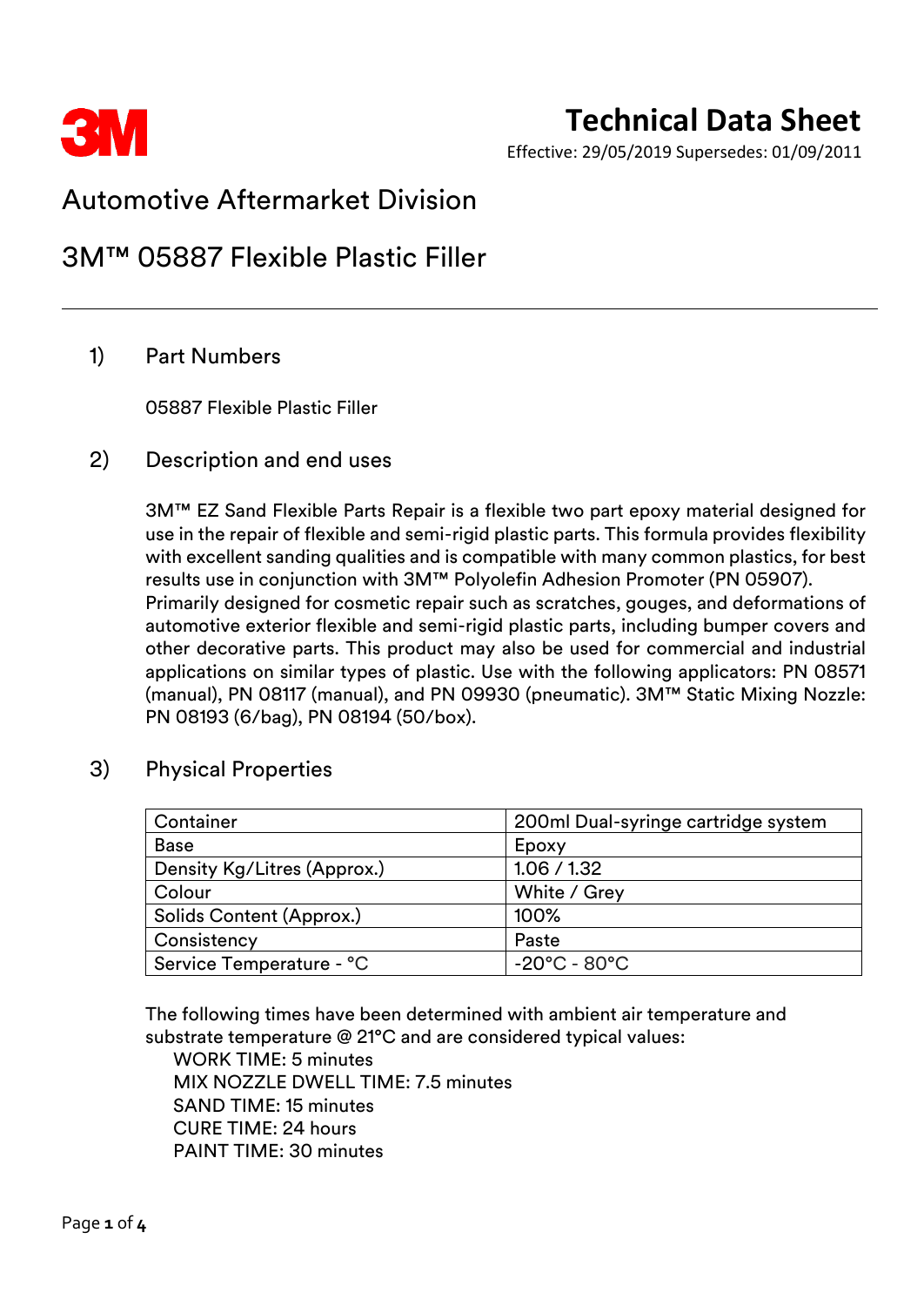# Technical Data Sheet

Effective: 29/05/2019 Supersedes: 01/09/2011

## Automotive Aftermarket Division

## 3M™ 05887 Flexible Plastic Filler

### 1) Part Numbers

05887 Flexible Plastic Filler

### 2) Description and end uses

3M™ EZ Sand Flexible Parts Repair is a flexible two part epoxy material designed for use in the repair of flexible and semi-rigid plastic parts. This formula provides flexibility with excellent sanding qualities and is compatible with many common plastics, for best results use in conjunction with 3M™ Polyolefin Adhesion Promoter (PN 05907). Primarily designed for cosmetic repair such as scratches, gouges, and deformations of automotive exterior flexible and semi-rigid plastic parts, including bumper covers and other decorative parts. This product may also be used for commercial and industrial applications on similar types of plastic. Use with the following applicators: PN 08571 (manual), PN 08117 (manual), and PN 09930 (pneumatic). 3M™ Static Mixing Nozzle: PN 08193 (6/bag), PN 08194 (50/box).

### 3) Physical Properties

| Container | 200ml Dual-syringe cartridge system |
|---|---|
| Base | Epoxy |
| Density Kg/Litres (Approx.) | 1.06 / 1.32 |
| Colour | White / Grey |
| Solids Content (Approx.) | 100% |
| Consistency | Paste |
| Service Temperature - °C | -20°C - 80°C |

The following times have been determined with ambient air temperature and substrate temperature @ 21°C and are considered typical values:

WORK TIME: 5 minutes
MIX NOZZLE DWELL TIME: 7.5 minutes
SAND TIME: 15 minutes
CURE TIME: 24 hours
PAINT TIME: 30 minutes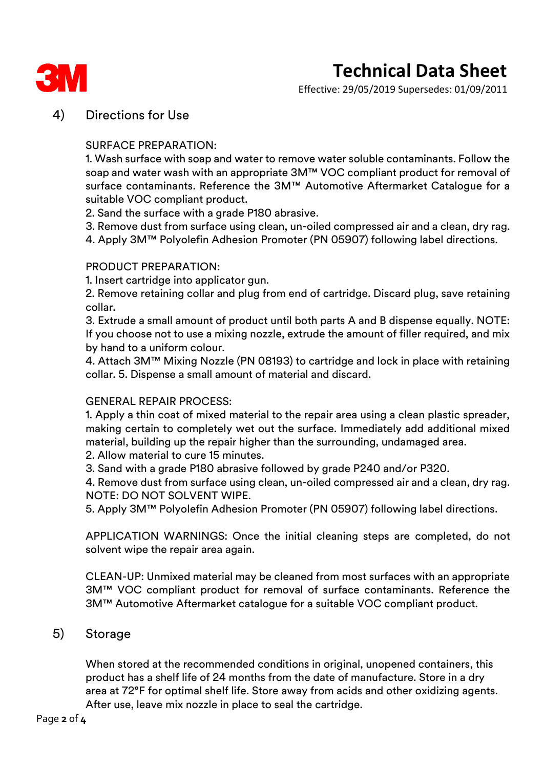## 4) Directions for Use

SURFACE PREPARATION:

1. Wash surface with soap and water to remove water soluble contaminants. Follow the soap and water wash with an appropriate 3M™ VOC compliant product for removal of surface contaminants. Reference the 3M™ Automotive Aftermarket Catalogue for a suitable VOC compliant product.
2. Sand the surface with a grade P180 abrasive.
3. Remove dust from surface using clean, un-oiled compressed air and a clean, dry rag.
4. Apply 3M™ Polyolefin Adhesion Promoter (PN 05907) following label directions.

PRODUCT PREPARATION:

1. Insert cartridge into applicator gun.
2. Remove retaining collar and plug from end of cartridge. Discard plug, save retaining collar.
3. Extrude a small amount of product until both parts A and B dispense equally. NOTE: If you choose not to use a mixing nozzle, extrude the amount of filler required, and mix by hand to a uniform colour.
4. Attach 3M™ Mixing Nozzle (PN 08193) to cartridge and lock in place with retaining collar. 5. Dispense a small amount of material and discard.

GENERAL REPAIR PROCESS:

1. Apply a thin coat of mixed material to the repair area using a clean plastic spreader, making certain to completely wet out the surface. Immediately add additional mixed material, building up the repair higher than the surrounding, undamaged area.
2. Allow material to cure 15 minutes.
3. Sand with a grade P180 abrasive followed by grade P240 and/or P320.
4. Remove dust from surface using clean, un-oiled compressed air and a clean, dry rag. NOTE: DO NOT SOLVENT WIPE.
5. Apply 3M™ Polyolefin Adhesion Promoter (PN 05907) following label directions.

APPLICATION WARNINGS: Once the initial cleaning steps are completed, do not solvent wipe the repair area again.

CLEAN-UP: Unmixed material may be cleaned from most surfaces with an appropriate 3M™ VOC compliant product for removal of surface contaminants. Reference the 3M™ Automotive Aftermarket catalogue for a suitable VOC compliant product.

## 5) Storage

When stored at the recommended conditions in original, unopened containers, this product has a shelf life of 24 months from the date of manufacture. Store in a dry area at 72°F for optimal shelf life. Store away from acids and other oxidizing agents. After use, leave mix nozzle in place to seal the cartridge.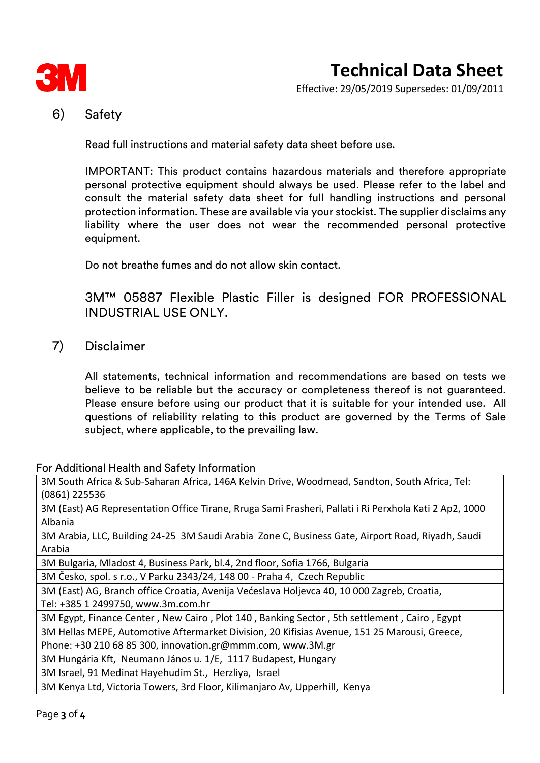## 6) Safety

Read full instructions and material safety data sheet before use.

IMPORTANT: This product contains hazardous materials and therefore appropriate personal protective equipment should always be used. Please refer to the label and consult the material safety data sheet for full handling instructions and personal protection information. These are available via your stockist. The supplier disclaims any liability where the user does not wear the recommended personal protective equipment.

Do not breathe fumes and do not allow skin contact.

3M™ 05887 Flexible Plastic Filler is designed FOR PROFESSIONAL INDUSTRIAL USE ONLY.

## 7) Disclaimer

All statements, technical information and recommendations are based on tests we believe to be reliable but the accuracy or completeness thereof is not guaranteed. Please ensure before using our product that it is suitable for your intended use. All questions of reliability relating to this product are governed by the Terms of Sale subject, where applicable, to the prevailing law.

For Additional Health and Safety Information

| For Additional Health and Safety Information |
|---|
| 3M South Africa & Sub-Saharan Africa, 146A Kelvin Drive, Woodmead, Sandton, South Africa, Tel: (0861) 225536 |
| 3M (East) AG Representation Office Tirane, Rruga Sami Frasheri, Pallati i Ri Perxhola Kati 2 Ap2, 1000 Albania |
| 3M Arabia, LLC, Building 24-25 3M Saudi Arabia Zone C, Business Gate, Airport Road, Riyadh, Saudi Arabia |
| 3M Bulgaria, Mladost 4, Business Park, bl.4, 2nd floor, Sofia 1766, Bulgaria |
| 3M Česko, spol. s r.o., V Parku 2343/24, 148 00 - Praha 4, Czech Republic |
| 3M (East) AG, Branch office Croatia, Avenija Većeslava Holjevca 40, 10 000 Zagreb, Croatia, Tel: +385 1 2499750, www.3m.com.hr |
| 3M Egypt, Finance Center , New Cairo , Plot 140 , Banking Sector , 5th settlement , Cairo , Egypt |
| 3M Hellas MEPE, Automotive Aftermarket Division, 20 Kifisias Avenue, 151 25 Marousi, Greece, Phone: +30 210 68 85 300, innovation.gr@mmm.com, www.3M.gr |
| 3M Hungária Kft, Neumann János u. 1/E, 1117 Budapest, Hungary |
| 3M Israel, 91 Medinat Hayehudim St., Herzliya, Israel |
| 3M Kenya Ltd, Victoria Towers, 3rd Floor, Kilimanjaro Av, Upperhill, Kenya |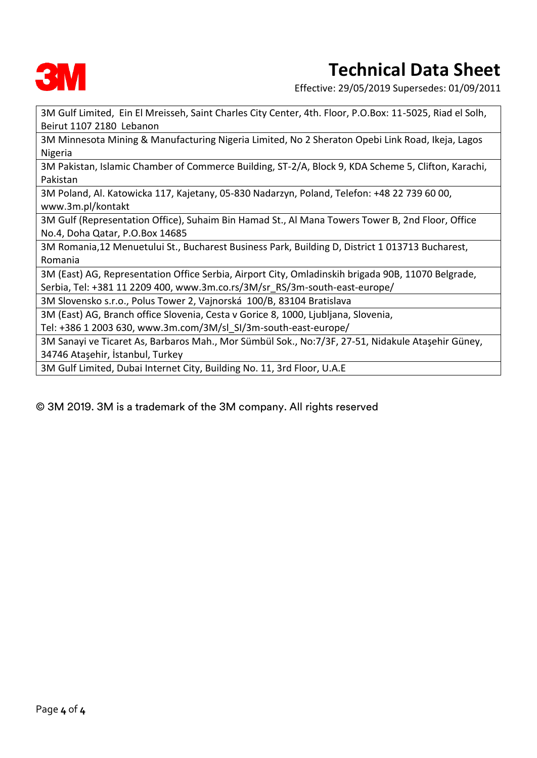| |
|---|
| 3M Gulf Limited,  Ein El Mreisseh, Saint Charles City Center, 4th. Floor, P.O.Box: 11-5025, Riad el Solh, Beirut 1107 2180  Lebanon |
| 3M Minnesota Mining & Manufacturing Nigeria Limited, No 2 Sheraton Opebi Link Road, Ikeja, Lagos Nigeria |
| 3M Pakistan, Islamic Chamber of Commerce Building, ST-2/A, Block 9, KDA Scheme 5, Clifton, Karachi, Pakistan |
| 3M Poland, Al. Katowicka 117, Kajetany, 05-830 Nadarzyn, Poland, Telefon: +48 22 739 60 00, www.3m.pl/kontakt |
| 3M Gulf (Representation Office), Suhaim Bin Hamad St., Al Mana Towers Tower B, 2nd Floor, Office No.4, Doha Qatar, P.O.Box 14685 |
| 3M Romania,12 Menuetului St., Bucharest Business Park, Building D, District 1 013713 Bucharest, Romania |
| 3M (East) AG, Representation Office Serbia, Airport City, Omladinskih brigada 90B, 11070 Belgrade, Serbia, Tel: +381 11 2209 400, www.3m.co.rs/3M/sr_RS/3m-south-east-europe/ |
| 3M Slovensko s.r.o., Polus Tower 2, Vajnorská  100/B, 83104 Bratislava |
| 3M (East) AG, Branch office Slovenia, Cesta v Gorice 8, 1000, Ljubljana, Slovenia, Tel: +386 1 2003 630, www.3m.com/3M/sl_SI/3m-south-east-europe/ |
| 3M Sanayi ve Ticaret As, Barbaros Mah., Mor Sümbül Sok., No:7/3F, 27-51, Nidakule Ataşehir Güney, 34746 Ataşehir, İstanbul, Turkey |
| 3M Gulf Limited, Dubai Internet City, Building No. 11, 3rd Floor, U.A.E |

© 3M 2019. 3M is a trademark of the 3M company. All rights reserved